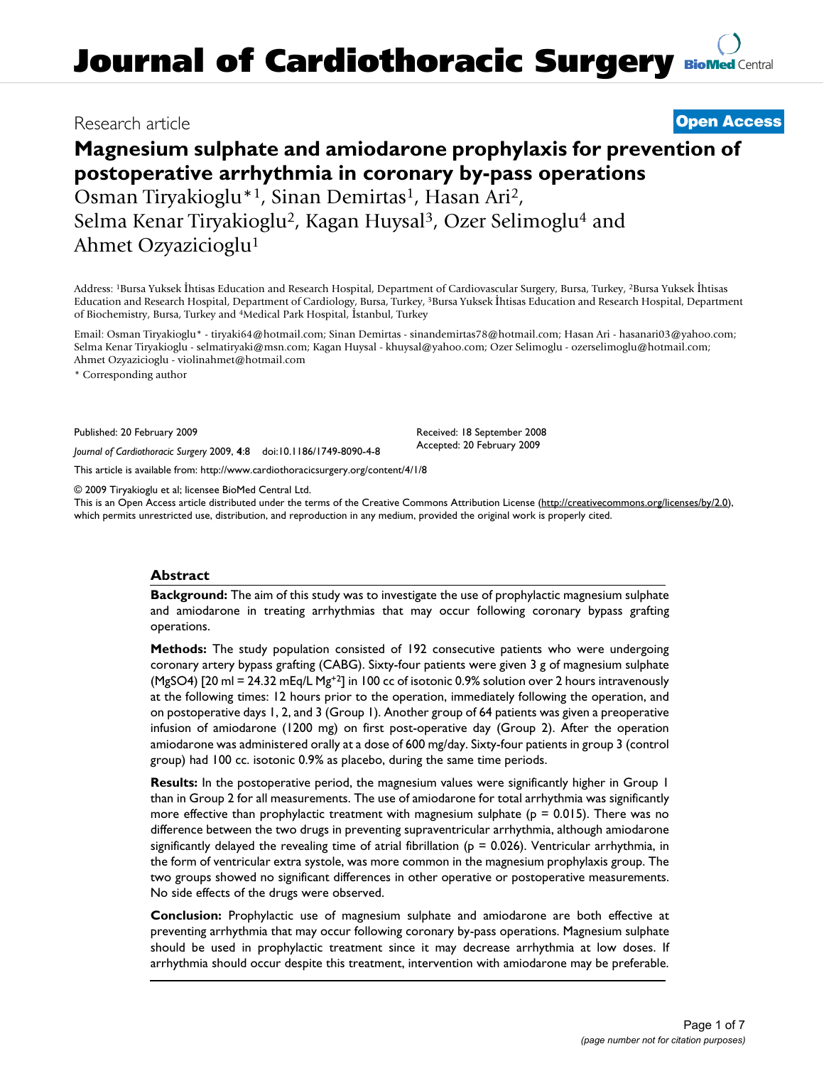# Journal of Cardiothoracic Surgery

Research article

**Open Access**

# Magnesium sulphate and amiodarone prophylaxis for prevention of postoperative arrhythmia in coronary by-pass operations

Osman Tiryakioglu*[1], Sinan Demirtas[1], Hasan Ari[2], Selma Kenar Tiryakioglu[2], Kagan Huysal[3], Ozer Selimoglu[4] and Ahmet Ozyazicioglu[1]

Address: [1]Bursa Yuksek İhtisas Education and Research Hospital, Department of Cardiovascular Surgery, Bursa, Turkey, [2]Bursa Yuksek İhtisas Education and Research Hospital, Department of Cardiology, Bursa, Turkey, [3]Bursa Yuksek İhtisas Education and Research Hospital, Department of Biochemistry, Bursa, Turkey and [4]Medical Park Hospital, İstanbul, Turkey

Email: Osman Tiryakioglu* - tiryaki64@hotmail.com; Sinan Demirtas - sinandemirtas78@hotmail.com; Hasan Ari - hasanari03@yahoo.com; Selma Kenar Tiryakioglu - selmatiryaki@msn.com; Kagan Huysal - khuysal@yahoo.com; Ozer Selimoglu - ozerselimoglu@hotmail.com; Ahmet Ozyazicioglu - violinahmet@hotmail.com

\* Corresponding author

Published: 20 February 2009

*Journal of Cardiothoracic Surgery* 2009, **4**:8 doi:10.1186/1749-8090-4-8

Received: 18 September 2008
Accepted: 20 February 2009

This article is available from: http://www.cardiothoracicsurgery.org/content/4/1/8

© 2009 Tiryakioglu et al; licensee BioMed Central Ltd.
This is an Open Access article distributed under the terms of the Creative Commons Attribution License (http://creativecommons.org/licenses/by/2.0), which permits unrestricted use, distribution, and reproduction in any medium, provided the original work is properly cited.

## Abstract

**Background:** The aim of this study was to investigate the use of prophylactic magnesium sulphate and amiodarone in treating arrhythmias that may occur following coronary bypass grafting operations.

**Methods:** The study population consisted of 192 consecutive patients who were undergoing coronary artery bypass grafting (CABG). Sixty-four patients were given 3 g of magnesium sulphate ($MgSO_4$) [20 ml = 24.32 mEq/L $Mg^{+2}$] in 100 cc of isotonic 0.9% solution over 2 hours intravenously at the following times: 12 hours prior to the operation, immediately following the operation, and on postoperative days 1, 2, and 3 (Group 1). Another group of 64 patients was given a preoperative infusion of amiodarone (1200 mg) on first post-operative day (Group 2). After the operation amiodarone was administered orally at a dose of 600 mg/day. Sixty-four patients in group 3 (control group) had 100 cc. isotonic 0.9% as placebo, during the same time periods.

**Results:** In the postoperative period, the magnesium values were significantly higher in Group 1 than in Group 2 for all measurements. The use of amiodarone for total arrhythmia was significantly more effective than prophylactic treatment with magnesium sulphate ($p = 0.015$). There was no difference between the two drugs in preventing supraventricular arrhythmia, although amiodarone significantly delayed the revealing time of atrial fibrillation ($p = 0.026$). Ventricular arrhythmia, in the form of ventricular extra systole, was more common in the magnesium prophylaxis group. The two groups showed no significant differences in other operative or postoperative measurements. No side effects of the drugs were observed.

**Conclusion:** Prophylactic use of magnesium sulphate and amiodarone are both effective at preventing arrhythmia that may occur following coronary by-pass operations. Magnesium sulphate should be used in prophylactic treatment since it may decrease arrhythmia at low doses. If arrhythmia should occur despite this treatment, intervention with amiodarone may be preferable.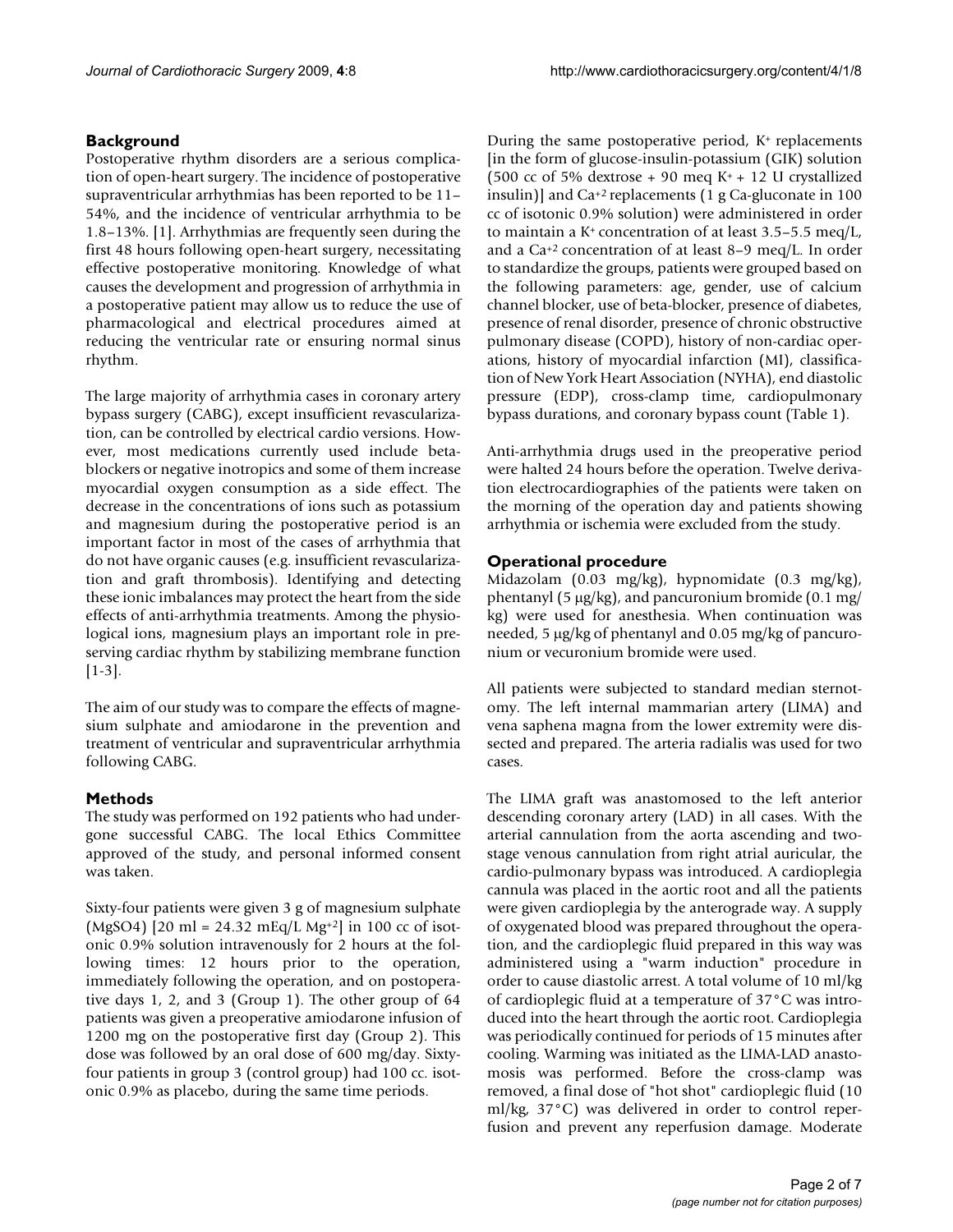## Background

Postoperative rhythm disorders are a serious complication of open-heart surgery. The incidence of postoperative supraventricular arrhythmias has been reported to be 11–54%, and the incidence of ventricular arrhythmia to be 1.8–13%. [1]. Arrhythmias are frequently seen during the first 48 hours following open-heart surgery, necessitating effective postoperative monitoring. Knowledge of what causes the development and progression of arrhythmia in a postoperative patient may allow us to reduce the use of pharmacological and electrical procedures aimed at reducing the ventricular rate or ensuring normal sinus rhythm.

The large majority of arrhythmia cases in coronary artery bypass surgery (CABG), except insufficient revascularization, can be controlled by electrical cardio versions. However, most medications currently used include beta-blockers or negative inotropics and some of them increase myocardial oxygen consumption as a side effect. The decrease in the concentrations of ions such as potassium and magnesium during the postoperative period is an important factor in most of the cases of arrhythmia that do not have organic causes (e.g. insufficient revascularization and graft thrombosis). Identifying and detecting these ionic imbalances may protect the heart from the side effects of anti-arrhythmia treatments. Among the physiological ions, magnesium plays an important role in preserving cardiac rhythm by stabilizing membrane function [1-3].

The aim of our study was to compare the effects of magnesium sulphate and amiodarone in the prevention and treatment of ventricular and supraventricular arrhythmia following CABG.

## Methods

The study was performed on 192 patients who had undergone successful CABG. The local Ethics Committee approved of the study, and personal informed consent was taken.

Sixty-four patients were given 3 g of magnesium sulphate ($MgSO_4$) [20 ml = 24.32 mEq/L $Mg^{+2}$] in 100 cc of isotonic 0.9% solution intravenously for 2 hours at the following times: 12 hours prior to the operation, immediately following the operation, and on postoperative days 1, 2, and 3 (Group 1). The other group of 64 patients was given a preoperative amiodarone infusion of 1200 mg on the postoperative first day (Group 2). This dose was followed by an oral dose of 600 mg/day. Sixty-four patients in group 3 (control group) had 100 cc. isotonic 0.9% as placebo, during the same time periods.

During the same postoperative period, $K^+$ replacements [in the form of glucose-insulin-potassium (GIK) solution (500 cc of 5% dextrose + 90 meq $K^+$ + 12 U crystallized insulin)] and $Ca^{+2}$ replacements (1 g Ca-gluconate in 100 cc of isotonic 0.9% solution) were administered in order to maintain a $K^+$ concentration of at least 3.5–5.5 meq/L, and a $Ca^{+2}$ concentration of at least 8–9 meq/L. In order to standardize the groups, patients were grouped based on the following parameters: age, gender, use of calcium channel blocker, use of beta-blocker, presence of diabetes, presence of renal disorder, presence of chronic obstructive pulmonary disease (COPD), history of non-cardiac operations, history of myocardial infarction (MI), classification of New York Heart Association (NYHA), end diastolic pressure (EDP), cross-clamp time, cardiopulmonary bypass durations, and coronary bypass count (Table 1).

Anti-arrhythmia drugs used in the preoperative period were halted 24 hours before the operation. Twelve derivation electrocardiographies of the patients were taken on the morning of the operation day and patients showing arrhythmia or ischemia were excluded from the study.

## Operational procedure

Midazolam (0.03 mg/kg), hypnomidate (0.3 mg/kg), phentanyl (5 μg/kg), and pancuronium bromide (0.1 mg/kg) were used for anesthesia. When continuation was needed, 5 μg/kg of phentanyl and 0.05 mg/kg of pancuronium or vecuronium bromide were used.

All patients were subjected to standard median sternotomy. The left internal mammarian artery (LIMA) and vena saphena magna from the lower extremity were dissected and prepared. The arteria radialis was used for two cases.

The LIMA graft was anastomosed to the left anterior descending coronary artery (LAD) in all cases. With the arterial cannulation from the aorta ascending and two-stage venous cannulation from right atrial auricular, the cardio-pulmonary bypass was introduced. A cardioplegia cannula was placed in the aortic root and all the patients were given cardioplegia by the anterograde way. A supply of oxygenated blood was prepared throughout the operation, and the cardioplegic fluid prepared in this way was administered using a "warm induction" procedure in order to cause diastolic arrest. A total volume of 10 ml/kg of cardioplegic fluid at a temperature of 37°C was introduced into the heart through the aortic root. Cardioplegia was periodically continued for periods of 15 minutes after cooling. Warming was initiated as the LIMA-LAD anastomosis was performed. Before the cross-clamp was removed, a final dose of "hot shot" cardioplegic fluid (10 ml/kg, 37°C) was delivered in order to control reperfusion and prevent any reperfusion damage. Moderate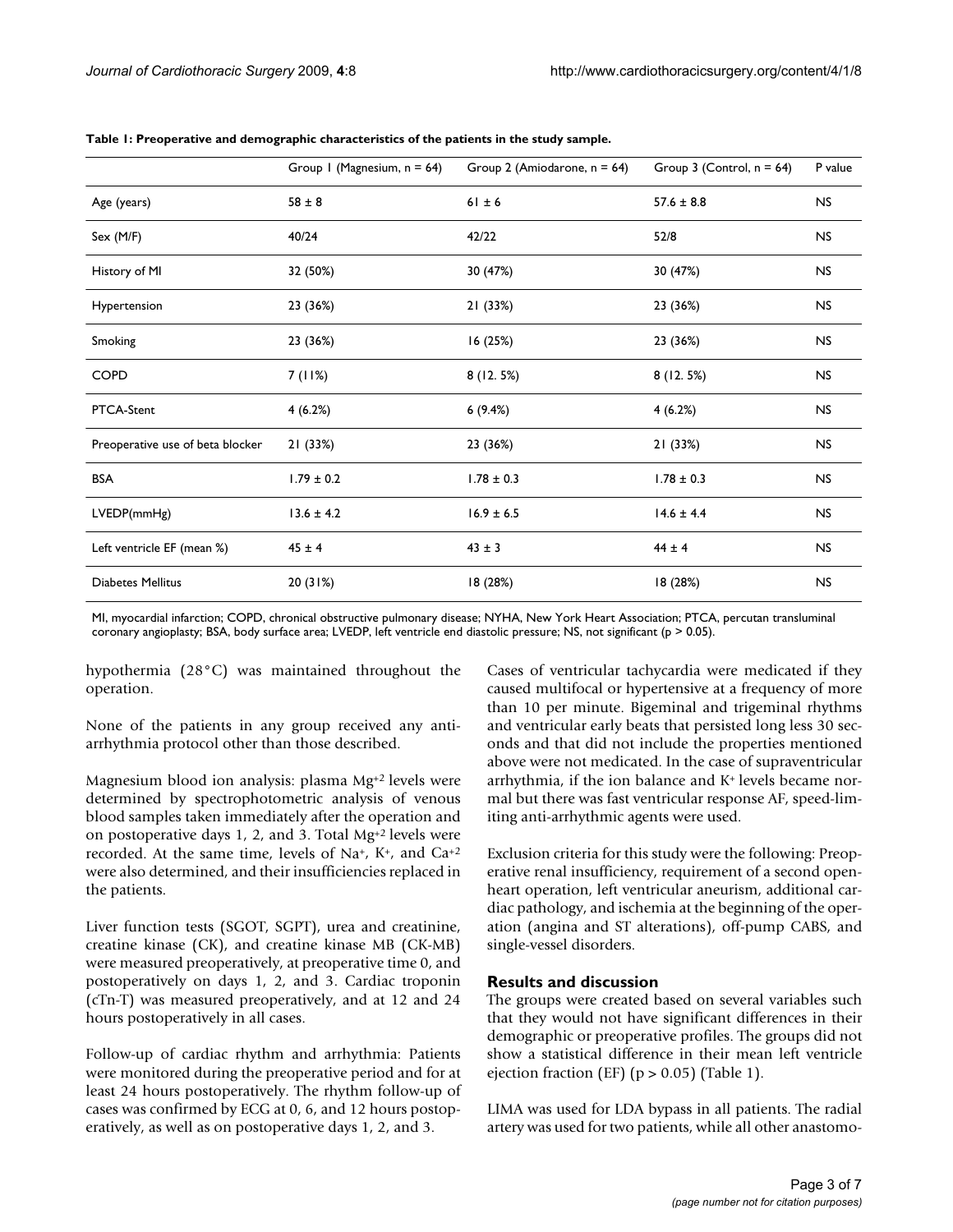**Table 1: Preoperative and demographic characteristics of the patients in the study sample.**

| | Group 1 (Magnesium, n = 64) | Group 2 (Amiodarone, n = 64) | Group 3 (Control, n = 64) | P value |
|---|---|---|---|---|
| Age (years) | 58 ± 8 | 61 ± 6 | 57.6 ± 8.8 | NS |
| Sex (M/F) | 40/24 | 42/22 | 52/8 | NS |
| History of MI | 32 (50%) | 30 (47%) | 30 (47%) | NS |
| Hypertension | 23 (36%) | 21 (33%) | 23 (36%) | NS |
| Smoking | 23 (36%) | 16 (25%) | 23 (36%) | NS |
| COPD | 7 (11%) | 8 (12. 5%) | 8 (12. 5%) | NS |
| PTCA-Stent | 4 (6.2%) | 6 (9.4%) | 4 (6.2%) | NS |
| Preoperative use of beta blocker | 21 (33%) | 23 (36%) | 21 (33%) | NS |
| BSA | 1.79 ± 0.2 | 1.78 ± 0.3 | 1.78 ± 0.3 | NS |
| LVEDP(mmHg) | 13.6 ± 4.2 | 16.9 ± 6.5 | 14.6 ± 4.4 | NS |
| Left ventricle EF (mean %) | 45 ± 4 | 43 ± 3 | 44 ± 4 | NS |
| Diabetes Mellitus | 20 (31%) | 18 (28%) | 18 (28%) | NS |

MI, myocardial infarction; COPD, chronical obstructive pulmonary disease; NYHA, New York Heart Association; PTCA, percutan transluminal coronary angioplasty; BSA, body surface area; LVEDP, left ventricle end diastolic pressure; NS, not significant ($p > 0.05$).

hypothermia (28°C) was maintained throughout the operation.

None of the patients in any group received any anti-arrhythmia protocol other than those described.

Magnesium blood ion analysis: plasma $Mg^{+2}$ levels were determined by spectrophotometric analysis of venous blood samples taken immediately after the operation and on postoperative days 1, 2, and 3. Total $Mg^{+2}$ levels were recorded. At the same time, levels of $Na^{+}$, $K^{+}$, and $Ca^{+2}$ were also determined, and their insufficiencies replaced in the patients.

Liver function tests (SGOT, SGPT), urea and creatinine, creatine kinase (CK), and creatine kinase MB (CK-MB) were measured preoperatively, at preoperative time 0, and postoperatively on days 1, 2, and 3. Cardiac troponin (cTn-T) was measured preoperatively, and at 12 and 24 hours postoperatively in all cases.

Follow-up of cardiac rhythm and arrhythmia: Patients were monitored during the preoperative period and for at least 24 hours postoperatively. The rhythm follow-up of cases was confirmed by ECG at 0, 6, and 12 hours postoperatively, as well as on postoperative days 1, 2, and 3.

Cases of ventricular tachycardia were medicated if they caused multifocal or hypertensive at a frequency of more than 10 per minute. Bigeminal and trigeminal rhythms and ventricular early beats that persisted long less 30 seconds and that did not include the properties mentioned above were not medicated. In the case of supraventricular arrhythmia, if the ion balance and $K^{+}$ levels became normal but there was fast ventricular response AF, speed-limiting anti-arrhythmic agents were used.

Exclusion criteria for this study were the following: Preoperative renal insufficiency, requirement of a second open-heart operation, left ventricular aneurism, additional cardiac pathology, and ischemia at the beginning of the operation (angina and ST alterations), off-pump CABS, and single-vessel disorders.

## Results and discussion

The groups were created based on several variables such that they would not have significant differences in their demographic or preoperative profiles. The groups did not show a statistical difference in their mean left ventricle ejection fraction (EF) ($p > 0.05$) (Table 1).

LIMA was used for LDA bypass in all patients. The radial artery was used for two patients, while all other anastomo-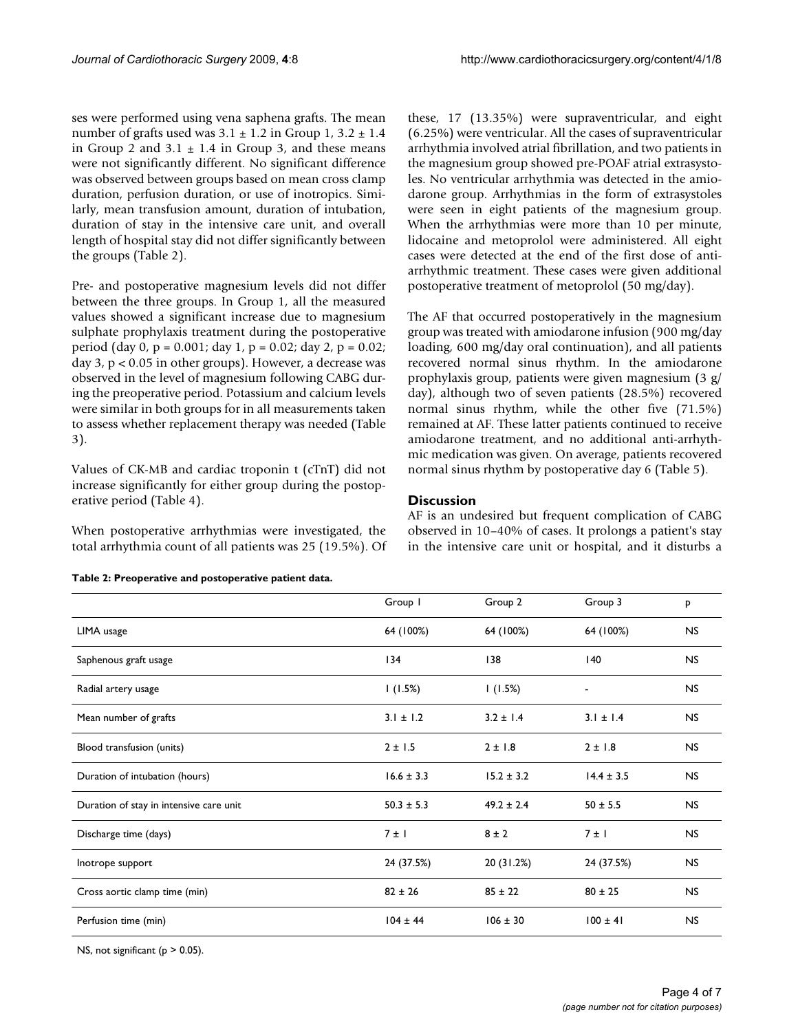ses were performed using vena saphena grafts. The mean number of grafts used was 3.1 ± 1.2 in Group 1, 3.2 ± 1.4 in Group 2 and 3.1 ± 1.4 in Group 3, and these means were not significantly different. No significant difference was observed between groups based on mean cross clamp duration, perfusion duration, or use of inotropics. Similarly, mean transfusion amount, duration of intubation, duration of stay in the intensive care unit, and overall length of hospital stay did not differ significantly between the groups (Table 2).

Pre- and postoperative magnesium levels did not differ between the three groups. In Group 1, all the measured values showed a significant increase due to magnesium sulphate prophylaxis treatment during the postoperative period (day 0, $p = 0.001$; day 1, $p = 0.02$; day 2, $p = 0.02$; day 3, $p < 0.05$ in other groups). However, a decrease was observed in the level of magnesium following CABG during the preoperative period. Potassium and calcium levels were similar in both groups for in all measurements taken to assess whether replacement therapy was needed (Table 3).

Values of CK-MB and cardiac troponin t (cTnT) did not increase significantly for either group during the postoperative period (Table 4).

When postoperative arrhythmias were investigated, the total arrhythmia count of all patients was 25 (19.5%). Of these, 17 (13.35%) were supraventricular, and eight (6.25%) were ventricular. All the cases of supraventricular arrhythmia involved atrial fibrillation, and two patients in the magnesium group showed pre-POAF atrial extrasystoles. No ventricular arrhythmia was detected in the amiodarone group. Arrhythmias in the form of extrasystoles were seen in eight patients of the magnesium group. When the arrhythmias were more than 10 per minute, lidocaine and metoprolol were administered. All eight cases were detected at the end of the first dose of anti-arrhythmic treatment. These cases were given additional postoperative treatment of metoprolol (50 mg/day).

The AF that occurred postoperatively in the magnesium group was treated with amiodarone infusion (900 mg/day loading, 600 mg/day oral continuation), and all patients recovered normal sinus rhythm. In the amiodarone prophylaxis group, patients were given magnesium (3 g/day), although two of seven patients (28.5%) recovered normal sinus rhythm, while the other five (71.5%) remained at AF. These latter patients continued to receive amiodarone treatment, and no additional anti-arrhythmic medication was given. On average, patients recovered normal sinus rhythm by postoperative day 6 (Table 5).

## Discussion

AF is an undesired but frequent complication of CABG observed in 10–40% of cases. It prolongs a patient's stay in the intensive care unit or hospital, and it disturbs a

**Table 2: Preoperative and postoperative patient data.**

| | Group 1 | Group 2 | Group 3 | p |
|---|---|---|---|---|
| LIMA usage | 64 (100%) | 64 (100%) | 64 (100%) | NS |
| Saphenous graft usage | 134 | 138 | 140 | NS |
| Radial artery usage | 1 (1.5%) | 1 (1.5%) | - | NS |
| Mean number of grafts | 3.1 ± 1.2 | 3.2 ± 1.4 | 3.1 ± 1.4 | NS |
| Blood transfusion (units) | 2 ± 1.5 | 2 ± 1.8 | 2 ± 1.8 | NS |
| Duration of intubation (hours) | 16.6 ± 3.3 | 15.2 ± 3.2 | 14.4 ± 3.5 | NS |
| Duration of stay in intensive care unit | 50.3 ± 5.3 | 49.2 ± 2.4 | 50 ± 5.5 | NS |
| Discharge time (days) | 7 ± 1 | 8 ± 2 | 7 ± 1 | NS |
| Inotrope support | 24 (37.5%) | 20 (31.2%) | 24 (37.5%) | NS |
| Cross aortic clamp time (min) | 82 ± 26 | 85 ± 22 | 80 ± 25 | NS |
| Perfusion time (min) | 104 ± 44 | 106 ± 30 | 100 ± 41 | NS |

NS, not significant ($p > 0.05$).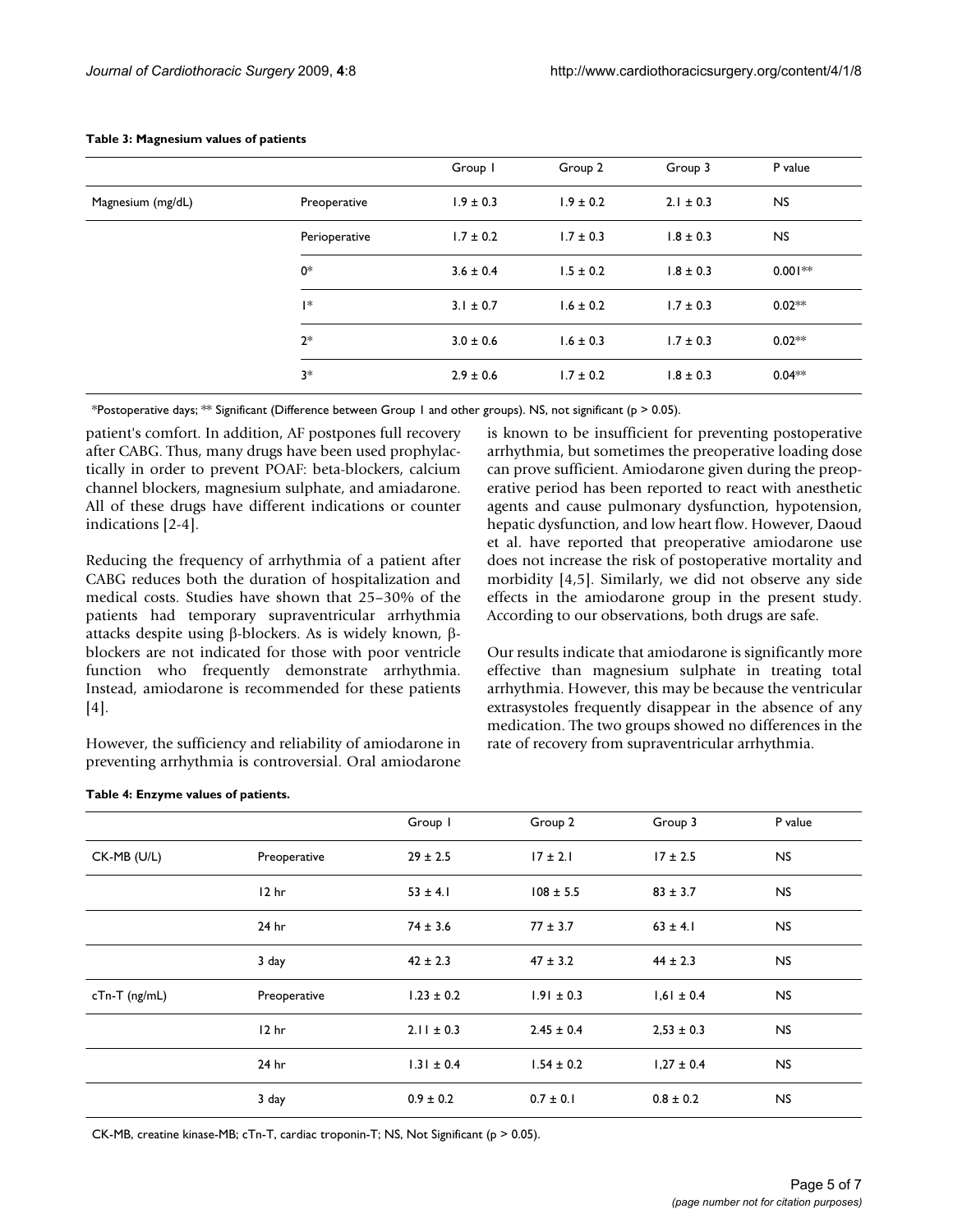**Table 3: Magnesium values of patients**

| | | Group 1 | Group 2 | Group 3 | P value |
|---|---|---|---|---|---|
| Magnesium (mg/dL) | Preoperative | 1.9 ± 0.3 | 1.9 ± 0.2 | 2.1 ± 0.3 | NS |
| | Perioperative | 1.7 ± 0.2 | 1.7 ± 0.3 | 1.8 ± 0.3 | NS |
| | 0* | 3.6 ± 0.4 | 1.5 ± 0.2 | 1.8 ± 0.3 | 0.001** |
| | 1* | 3.1 ± 0.7 | 1.6 ± 0.2 | 1.7 ± 0.3 | 0.02** |
| | 2* | 3.0 ± 0.6 | 1.6 ± 0.3 | 1.7 ± 0.3 | 0.02** |
| | 3* | 2.9 ± 0.6 | 1.7 ± 0.2 | 1.8 ± 0.3 | 0.04** |

*Postoperative days; ** Significant (Difference between Group 1 and other groups). NS, not significant ($p > 0.05$).

patient's comfort. In addition, AF postpones full recovery after CABG. Thus, many drugs have been used prophylactically in order to prevent POAF: beta-blockers, calcium channel blockers, magnesium sulphate, and amiadarone. All of these drugs have different indications or counter indications [2-4].

Reducing the frequency of arrhythmia of a patient after CABG reduces both the duration of hospitalization and medical costs. Studies have shown that 25–30% of the patients had temporary supraventricular arrhythmia attacks despite using β-blockers. As is widely known, β-blockers are not indicated for those with poor ventricle function who frequently demonstrate arrhythmia. Instead, amiodarone is recommended for these patients [4].

However, the sufficiency and reliability of amiodarone in preventing arrhythmia is controversial. Oral amiodarone is known to be insufficient for preventing postoperative arrhythmia, but sometimes the preoperative loading dose can prove sufficient. Amiodarone given during the preoperative period has been reported to react with anesthetic agents and cause pulmonary dysfunction, hypotension, hepatic dysfunction, and low heart flow. However, Daoud et al. have reported that preoperative amiodarone use does not increase the risk of postoperative mortality and morbidity [4,5]. Similarly, we did not observe any side effects in the amiodarone group in the present study. According to our observations, both drugs are safe.

Our results indicate that amiodarone is significantly more effective than magnesium sulphate in treating total arrhythmia. However, this may be because the ventricular extrasystoles frequently disappear in the absence of any medication. The two groups showed no differences in the rate of recovery from supraventricular arrhythmia.

**Table 4: Enzyme values of patients.**

| | | Group 1 | Group 2 | Group 3 | P value |
|---|---|---|---|---|---|
| CK-MB (U/L) | Preoperative | 29 ± 2.5 | 17 ± 2.1 | 17 ± 2.5 | NS |
| | 12 hr | 53 ± 4.1 | 108 ± 5.5 | 83 ± 3.7 | NS |
| | 24 hr | 74 ± 3.6 | 77 ± 3.7 | 63 ± 4.1 | NS |
| | 3 day | 42 ± 2.3 | 47 ± 3.2 | 44 ± 2.3 | NS |
| cTn-T (ng/mL) | Preoperative | 1.23 ± 0.2 | 1.91 ± 0.3 | 1,61 ± 0.4 | NS |
| | 12 hr | 2.11 ± 0.3 | 2.45 ± 0.4 | 2,53 ± 0.3 | NS |
| | 24 hr | 1.31 ± 0.4 | 1.54 ± 0.2 | 1,27 ± 0.4 | NS |
| | 3 day | 0.9 ± 0.2 | 0.7 ± 0.1 | 0.8 ± 0.2 | NS |

CK-MB, creatine kinase-MB; cTn-T, cardiac troponin-T; NS, Not Significant ($p > 0.05$).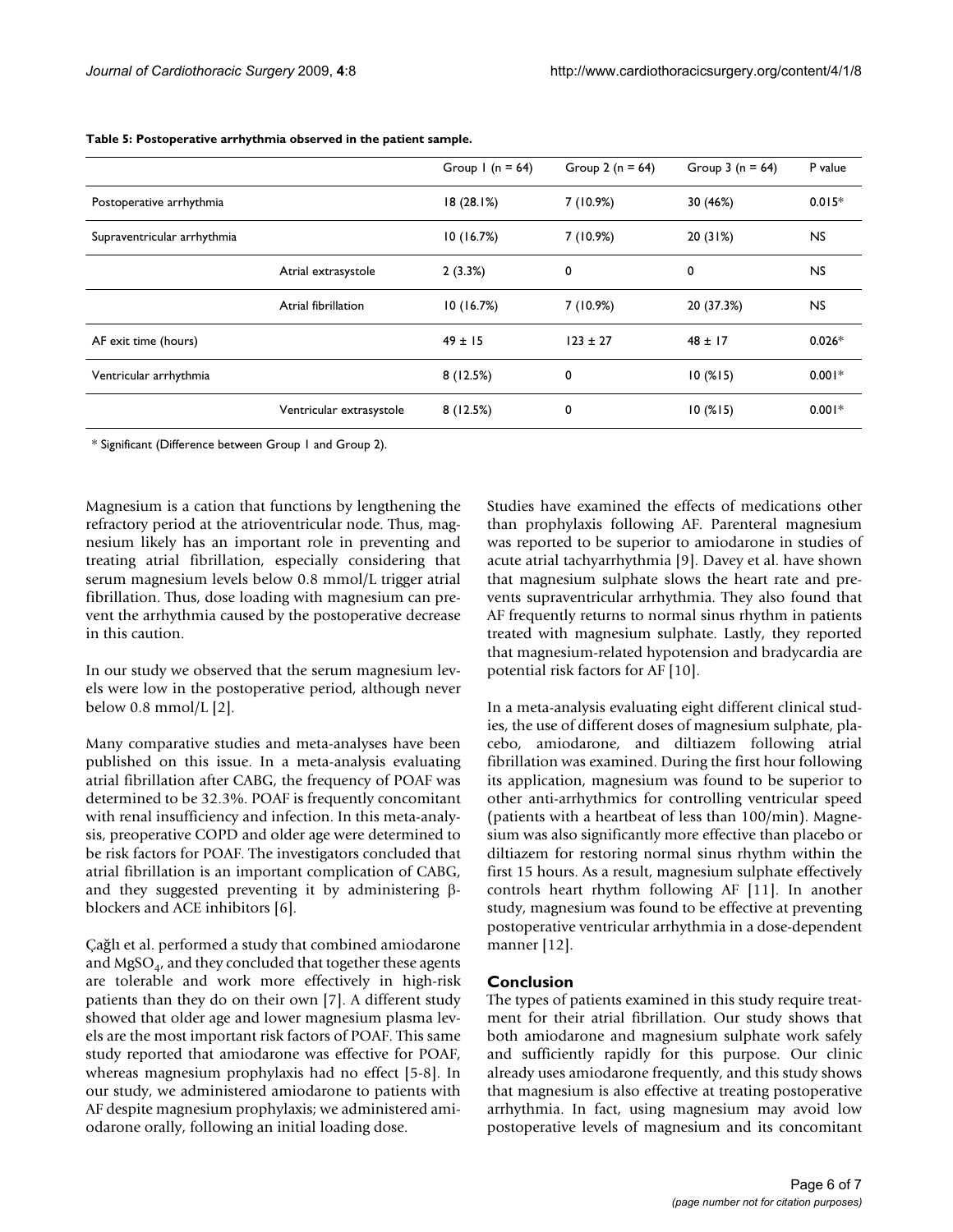**Table 5: Postoperative arrhythmia observed in the patient sample.**

| | | Group 1 (n = 64) | Group 2 (n = 64) | Group 3 (n = 64) | P value |
|---|---|---|---|---|---|
| Postoperative arrhythmia | | 18 (28.1%) | 7 (10.9%) | 30 (46%) | 0.015* |
| Supraventricular arrhythmia | | 10 (16.7%) | 7 (10.9%) | 20 (31%) | NS |
| | Atrial extrasystole | 2 (3.3%) | 0 | 0 | NS |
| | Atrial fibrillation | 10 (16.7%) | 7 (10.9%) | 20 (37.3%) | NS |
| AF exit time (hours) | | 49 ± 15 | 123 ± 27 | 48 ± 17 | 0.026* |
| Ventricular arrhythmia | | 8 (12.5%) | 0 | 10 (%15) | 0.001* |
| | Ventricular extrasystole | 8 (12.5%) | 0 | 10 (%15) | 0.001* |

* Significant (Difference between Group 1 and Group 2).

Magnesium is a cation that functions by lengthening the refractory period at the atrioventricular node. Thus, magnesium likely has an important role in preventing and treating atrial fibrillation, especially considering that serum magnesium levels below 0.8 mmol/L trigger atrial fibrillation. Thus, dose loading with magnesium can prevent the arrhythmia caused by the postoperative decrease in this caution.

In our study we observed that the serum magnesium levels were low in the postoperative period, although never below 0.8 mmol/L [2].

Many comparative studies and meta-analyses have been published on this issue. In a meta-analysis evaluating atrial fibrillation after CABG, the frequency of POAF was determined to be 32.3%. POAF is frequently concomitant with renal insufficiency and infection. In this meta-analysis, preoperative COPD and older age were determined to be risk factors for POAF. The investigators concluded that atrial fibrillation is an important complication of CABG, and they suggested preventing it by administering β-blockers and ACE inhibitors [6].

Çağlı et al. performed a study that combined amiodarone and $MgSO_4$, and they concluded that together these agents are tolerable and work more effectively in high-risk patients than they do on their own [7]. A different study showed that older age and lower magnesium plasma levels are the most important risk factors of POAF. This same study reported that amiodarone was effective for POAF, whereas magnesium prophylaxis had no effect [5-8]. In our study, we administered amiodarone to patients with AF despite magnesium prophylaxis; we administered amiodarone orally, following an initial loading dose.

Studies have examined the effects of medications other than prophylaxis following AF. Parenteral magnesium was reported to be superior to amiodarone in studies of acute atrial tachyarrhythmia [9]. Davey et al. have shown that magnesium sulphate slows the heart rate and prevents supraventricular arrhythmia. They also found that AF frequently returns to normal sinus rhythm in patients treated with magnesium sulphate. Lastly, they reported that magnesium-related hypotension and bradycardia are potential risk factors for AF [10].

In a meta-analysis evaluating eight different clinical studies, the use of different doses of magnesium sulphate, placebo, amiodarone, and diltiazem following atrial fibrillation was examined. During the first hour following its application, magnesium was found to be superior to other anti-arrhythmics for controlling ventricular speed (patients with a heartbeat of less than 100/min). Magnesium was also significantly more effective than placebo or diltiazem for restoring normal sinus rhythm within the first 15 hours. As a result, magnesium sulphate effectively controls heart rhythm following AF [11]. In another study, magnesium was found to be effective at preventing postoperative ventricular arrhythmia in a dose-dependent manner [12].

## Conclusion

The types of patients examined in this study require treatment for their atrial fibrillation. Our study shows that both amiodarone and magnesium sulphate work safely and sufficiently rapidly for this purpose. Our clinic already uses amiodarone frequently, and this study shows that magnesium is also effective at treating postoperative arrhythmia. In fact, using magnesium may avoid low postoperative levels of magnesium and its concomitant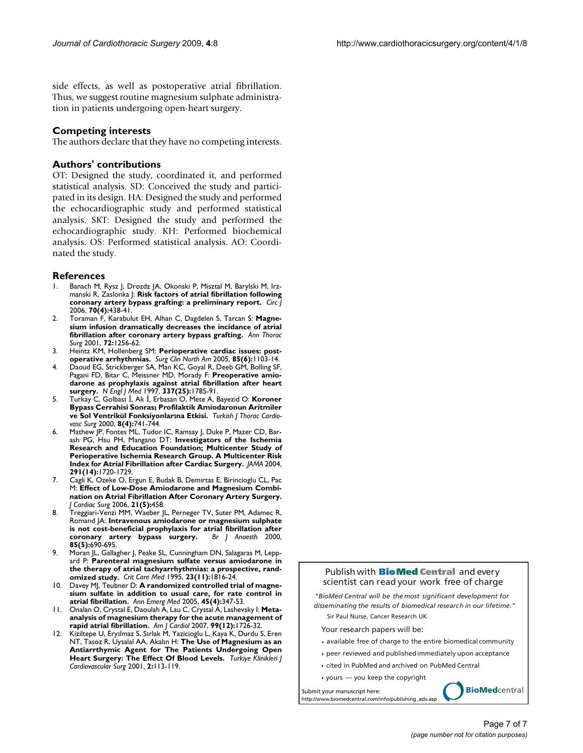side effects, as well as postoperative atrial fibrillation. Thus, we suggest routine magnesium sulphate administration in patients undergoing open-heart surgery.

## Competing interests

The authors declare that they have no competing interests.

## Authors' contributions

OT: Designed the study, coordinated it, and performed statistical analysis. SD: Conceived the study and participated in its design. HA: Designed the study and performed the echocardiographic study and performed statistical analysis. SKT: Designed the study and performed the echocardiographic study. KH: Performed biochemical analysis. OS: Performed statistical analysis. AO: Coordinated the study.

## References

1. Banach M, Rysz J, Drozdz JA, Okonski P, Misztal M, Barylski M, Irzmanski R, Zaslonka J: **Risk factors of atrial fibrillation following coronary artery bypass grafting: a preliminary report.** *Circ J* 2006, **70(4):**438-41.
2. Toraman F, Karabulut EH, Alhan C, Dagdelen S, Tarcan S: **Magnesium infusion dramatically decreases the incidance of atrial fibrillation after coronary artery bypass grafting.** *Ann Thorac Surg* 2001, **72:**1256-62.
3. Heintz KM, Hollenberg SM: **Perioperative cardiac issues: postoperative arrhythmias.** *Surg Clin North Am* 2005, **85(6):**1103-14.
4. Daoud EG, Strickberger SA, Man KC, Goyal R, Deeb GM, Bolling SF, Pagani FD, Bitar C, Meissner MD, Morady F: **Preoperative amiodarone as prophylaxis against atrial fibrillation after heart surgery.** *N Engl J Med* 1997, **337(25):**1785-91.
5. Turkay C, Golbası İ, Ak İ, Erbasan O, Mete A, Bayezid O: **Koroner Bypass Cerrahisi Sonrası Profilaktik Amiodaronun Aritmiler ve Sol Ventrikül Fonksiyonlarına Etkisi.** *Turkish J Thorac Cardiovasc Surg* 2000, **8(4):**741-744.
6. Mathew JP, Fontes ML, Tudor IC, Ramsay J, Duke P, Mazer CD, Barash PG, Hsu PH, Mangano DT: **Investigators of the Ischemia Research and Education Foundation; Multicenter Study of Perioperative Ischemia Research Group. A Multicenter Risk Index for Atrial Fibrillation after Cardiac Surgery.** *JAMA* 2004, **291(14):**1720-1729.
7. Cagli K, Ozeke O, Ergun E, Budak B, Demirtas E, Birincioglu CL, Pac M: **Effect of Low-Dose Amiodarone and Magnesium Combination on Atrial Fibrillation After Coronary Artery Surgery.** *J Cardiac Surg* 2006, **21(5):**458.
8. Treggiari-Venzi MM, Waeber JL, Perneger TV, Suter PM, Adamec R, Romand JA: **Intravenous amiodarone or magnesium sulphate is not cost-beneficial prophylaxis for atrial fibrillation after coronary artery bypass surgery.** *Br J Anaesth* 2000, **85(5):**690-695.
9. Moran JL, Gallagher J, Peake SL, Cunningham DN, Salagaras M, Leppard P: **Parenteral magnesium sulfate versus amiodarone in the therapy of atrial tachyarrhythmias: a prospective, randomized study.** *Crit Care Med* 1995, **23(11):**1816-24.
10. Davey MJ, Teubner D: **A randomized controlled trial of magnesium sulfate in addition to usual care, for rate control in atrial fibrillation.** *Ann Emerg Med* 2005, **45(4):**347-53.
11. Onalan O, Crystal E, Daoulah A, Lau C, Crystal A, Lashevsky I: **Meta-analysis of magnesium therapy for the acute management of rapid atrial fibrillation.** *Am J Cardiol* 2007, **99(12):**1726-32.
12. Kiziltepe U, Eryılmaz S, Sırlak M, Yazicioglu L, Kaya K, Durdu S, Eren NT, Tasoz R, Uysalal AA, Akalın H: **The Use of Magnesium as an Antiarrthymic Agent for The Patients Undergoing Open Heart Surgery: The Effect Of Blood Levels.** *Turkiye Klinikleri J Cardiovascular Surg* 2001, **2:**113-119.